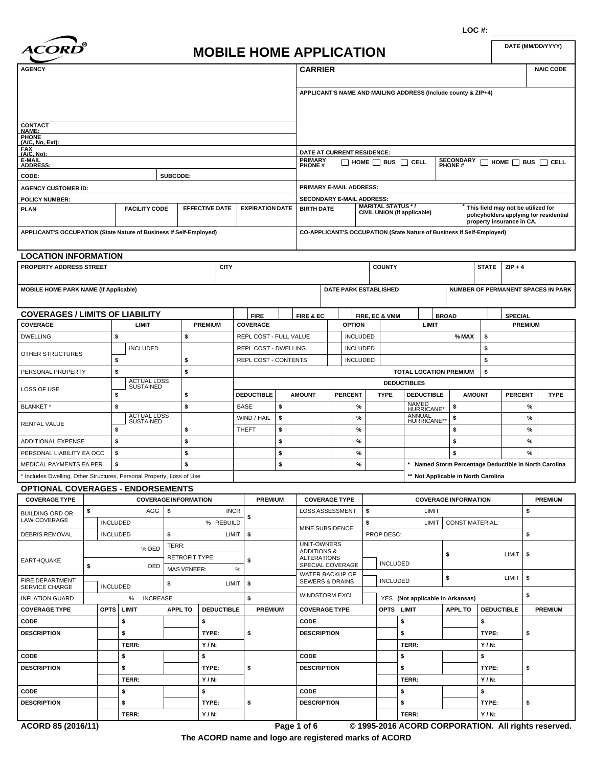LOC #:

ACORD®

# MOBILE HOME APPLICATION

| DATE (MM/DD/YYYY) |
|---|
| |

| AGENCY | | | | CARRIER | | NAIC CODE |
|---|---|---|---|---|---|---|
| | | | | APPLICANT'S NAME AND MAILING ADDRESS (Include county & ZIP+4) | | |
| CONTACT NAME: | | | | | | |
| PHONE (A/C, No, Ext): | | | | | | |
| FAX (A/C, No): | | | | DATE AT CURRENT RESIDENCE: | | |
| E-MAIL ADDRESS: | | | | PRIMARY PHONE # ☐ HOME ☐ BUS ☐ CELL | SECONDARY PHONE # ☐ HOME ☐ BUS ☐ CELL | |
| CODE: | SUBCODE: | | | | | |
| AGENCY CUSTOMER ID: | | | | PRIMARY E-MAIL ADDRESS: | | |
| POLICY NUMBER: | | | | SECONDARY E-MAIL ADDRESS: | | |
| PLAN | FACILITY CODE | EFFECTIVE DATE | EXPIRATION DATE | BIRTH DATE | MARITAL STATUS * / CIVIL UNION (if applicable) | * This field may not be utilized for policyholders applying for residential property insurance in CA. |
| APPLICANT'S OCCUPATION (State Nature of Business if Self-Employed) | | | | CO-APPLICANT'S OCCUPATION (State Nature of Business if Self-Employed) | | |

## LOCATION INFORMATION

| PROPERTY ADDRESS STREET | CITY | COUNTY | STATE | ZIP + 4 |
|---|---|---|---|---|
| | | | | |

| MOBILE HOME PARK NAME (If Applicable) | DATE PARK ESTABLISHED | NUMBER OF PERMANENT SPACES IN PARK |
|---|---|---|
| | | |

## COVERAGES / LIMITS OF LIABILITY

☐ FIRE ☐ FIRE & EC ☐ FIRE, EC & VMM ☐ BROAD ☐ SPECIAL

| COVERAGE | LIMIT | PREMIUM | COVERAGE | OPTION | LIMIT | PREMIUM |
|---|---|---|---|---|---|---|
| DWELLING | $ | $ | REPL COST - FULL VALUE | INCLUDED | % MAX | $ |
| OTHER STRUCTURES | ☐ INCLUDED | | REPL COST - DWELLING | INCLUDED | | $ |
| | $ | $ | REPL COST - CONTENTS | INCLUDED | | $ |
| PERSONAL PROPERTY | $ | $ | | | TOTAL LOCATION PREMIUM | $ |
| LOSS OF USE | ☐ ACTUAL LOSS SUSTAINED | | | | | |
| | $ | $ | | | | |
| BLANKET * | $ | $ | | | | |
| RENTAL VALUE | ☐ ACTUAL LOSS SUSTAINED | | | | | |
| | $ | $ | | | | |
| ADDITIONAL EXPENSE | $ | $ | | | | |
| PERSONAL LIABILITY EA OCC | $ | $ | | | | |
| MEDICAL PAYMENTS EA PER | $ | $ | | | | |

\* Includes Dwelling, Other Structures, Personal Property, Loss of Use

**DEDUCTIBLES**

| DEDUCTIBLE | AMOUNT | PERCENT | TYPE | DEDUCTIBLE | AMOUNT | PERCENT | TYPE |
|---|---|---|---|---|---|---|---|
| BASE | $ | % | | NAMED HURRICANE* | $ | % | |
| WIND / HAIL | $ | % | | ANNUAL HURRICANE** | $ | % | |
| THEFT | $ | % | | | $ | % | |
| | $ | % | | | $ | % | |
| | $ | % | | | $ | % | |
| | $ | % | | | | | |

\* Named Storm Percentage Deductible in North Carolina

\*\* Not Applicable in North Carolina

## OPTIONAL COVERAGES - ENDORSEMENTS

| COVERAGE TYPE | COVERAGE INFORMATION | | PREMIUM | COVERAGE TYPE | COVERAGE INFORMATION | | PREMIUM |
|---|---|---|---|---|---|---|---|
| BUILDING ORD OR LAW COVERAGE | $ AGG | $ INCR | $ | LOSS ASSESSMENT | $ LIMIT | | $ |
| | ☐ INCLUDED | % REBUILD | | MINE SUBSIDENCE | $ LIMIT | CONST MATERIAL: | |
| DEBRIS REMOVAL | ☐ INCLUDED | $ LIMIT | $ | | PROP DESC: | | $ |
| EARTHQUAKE | % DED | TERR: | $ | UNIT-OWNERS ADDITIONS & ALTERATIONS SPECIAL COVERAGE | ☐ INCLUDED | $ LIMIT | $ |
| | | RETROFIT TYPE: | | | | | |
| | $ DED | MAS VENEER: % | | | | | |
| FIRE DEPARTMENT SERVICE CHARGE | ☐ INCLUDED | $ LIMIT | $ | WATER BACKUP OF SEWERS & DRAINS | ☐ INCLUDED | $ LIMIT | $ |
| INFLATION GUARD | % INCREASE | | $ | WINDSTORM EXCL | ☐ YES (Not applicable in Arkansas) | | $ |

| COVERAGE TYPE | OPTS | LIMIT | APPL TO | DEDUCTIBLE | PREMIUM | COVERAGE TYPE | OPTS | LIMIT | APPL TO | DEDUCTIBLE | PREMIUM |
|---|---|---|---|---|---|---|---|---|---|---|---|
| CODE | | $ | | $ | | CODE | | $ | | $ | |
| DESCRIPTION | | $ | | TYPE: | $ | DESCRIPTION | | $ | | TYPE: | $ |
| | | TERR: | | Y / N: | | | | TERR: | | Y / N: | |
| CODE | | $ | | $ | | CODE | | $ | | $ | |
| DESCRIPTION | | $ | | TYPE: | $ | DESCRIPTION | | $ | | TYPE: | $ |
| | | TERR: | | Y / N: | | | | TERR: | | Y / N: | |
| CODE | | $ | | $ | | CODE | | $ | | $ | |
| DESCRIPTION | | $ | | TYPE: | $ | DESCRIPTION | | $ | | TYPE: | $ |
| | | TERR: | | Y / N: | | | | TERR: | | Y / N: | |

ACORD 85 (2016/11) © 1995-2016 ACORD CORPORATION. All rights reserved.

The ACORD name and logo are registered marks of ACORD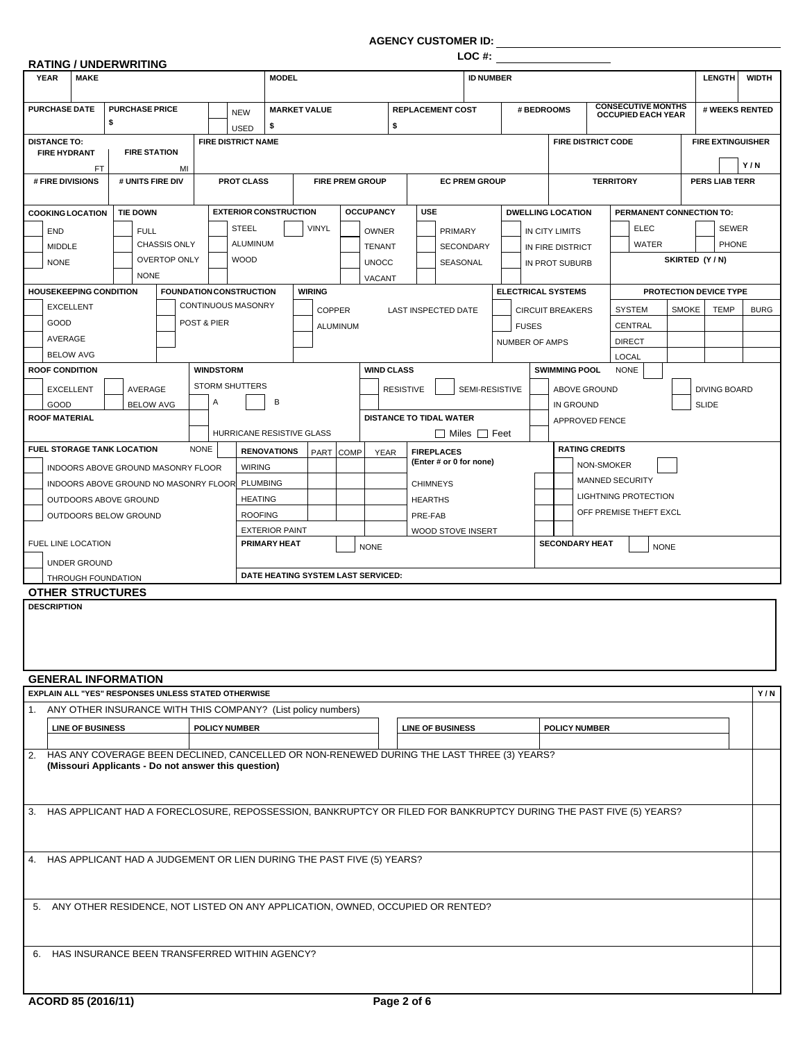AGENCY CUSTOMER ID: ____________________

LOC #: ____________

## RATING / UNDERWRITING

| YEAR | MAKE | MODEL | ID NUMBER | LENGTH | WIDTH |
|---|---|---|---|---|---|
| | | | | | |

| PURCHASE DATE | PURCHASE PRICE | NEW / USED | MARKET VALUE | REPLACEMENT COST | # BEDROOMS | CONSECUTIVE MONTHS OCCUPIED EACH YEAR | # WEEKS RENTED |
|---|---|---|---|---|---|---|---|
| | $ | | $ | $ | | | |

| DISTANCE TO: FIRE HYDRANT | FIRE STATION | FIRE DISTRICT NAME | FIRE DISTRICT CODE | FIRE EXTINGUISHER |
|---|---|---|---|---|
| FT | MI | | | Y / N |

| # FIRE DIVISIONS | # UNITS FIRE DIV | PROT CLASS | FIRE PREM GROUP | EC PREM GROUP | TERRITORY | PERS LIAB TERR |
|---|---|---|---|---|---|---|
| | | | | | | |

| COOKING LOCATION | TIE DOWN | EXTERIOR CONSTRUCTION | OCCUPANCY | USE | DWELLING LOCATION | PERMANENT CONNECTION TO: |
|---|---|---|---|---|---|---|
| END | FULL | STEEL / VINYL | OWNER | PRIMARY | IN CITY LIMITS | ELEC / SEWER |
| MIDDLE | CHASSIS ONLY | ALUMINUM | TENANT | SECONDARY | IN FIRE DISTRICT | WATER / PHONE |
| NONE | OVERTOP ONLY | WOOD | UNOCC | SEASONAL | IN PROT SUBURB | SKIRTED (Y / N) |
| | NONE | | VACANT | | | |

| HOUSEKEEPING CONDITION | FOUNDATION CONSTRUCTION | WIRING | | ELECTRICAL SYSTEMS | PROTECTION DEVICE TYPE | SMOKE | TEMP | BURG |
|---|---|---|---|---|---|---|---|---|
| EXCELLENT | CONTINUOUS MASONRY | COPPER | LAST INSPECTED DATE | CIRCUIT BREAKERS | SYSTEM | SMOKE | TEMP | BURG |
| GOOD | POST & PIER | ALUMINUM | | FUSES | CENTRAL | | | |
| AVERAGE | | | | NUMBER OF AMPS | DIRECT | | | |
| BELOW AVG | | | | | LOCAL | | | |

| ROOF CONDITION | WINDSTORM | WIND CLASS | SWIMMING POOL | NONE |
|---|---|---|---|---|
| EXCELLENT / AVERAGE | STORM SHUTTERS | RESISTIVE / SEMI-RESISTIVE | ABOVE GROUND | DIVING BOARD |
| GOOD / BELOW AVG | A / B | | IN GROUND | SLIDE |
| ROOF MATERIAL | | DISTANCE TO TIDAL WATER | APPROVED FENCE | |
| | HURRICANE RESISTIVE GLASS | ☐ Miles ☐ Feet | | |

| FUEL STORAGE TANK LOCATION | NONE | RENOVATIONS | PART | COMP | YEAR | FIREPLACES (Enter # or 0 for none) | | RATING CREDITS |
|---|---|---|---|---|---|---|---|---|
| INDOORS ABOVE GROUND MASONRY FLOOR | | WIRING | | | | | | NON-SMOKER |
| INDOORS ABOVE GROUND NO MASONRY FLOOR | | PLUMBING | | | | CHIMNEYS | | MANNED SECURITY |
| OUTDOORS ABOVE GROUND | | HEATING | | | | HEARTHS | | LIGHTNING PROTECTION |
| OUTDOORS BELOW GROUND | | ROOFING | | | | PRE-FAB | | OFF PREMISE THEFT EXCL |
| | | EXTERIOR PAINT | | | | WOOD STOVE INSERT | | |

| FUEL LINE LOCATION | PRIMARY HEAT | NONE | SECONDARY HEAT | NONE |
|---|---|---|---|---|
| UNDER GROUND | | | | |
| THROUGH FOUNDATION | DATE HEATING SYSTEM LAST SERVICED: | | | |

## OTHER STRUCTURES

| DESCRIPTION |
|---|
| |

## GENERAL INFORMATION

| EXPLAIN ALL "YES" RESPONSES UNLESS STATED OTHERWISE | Y / N |
|---|---|
| 1. ANY OTHER INSURANCE WITH THIS COMPANY? (List policy numbers) LINE OF BUSINESS / POLICY NUMBER / LINE OF BUSINESS / POLICY NUMBER | |
| 2. HAS ANY COVERAGE BEEN DECLINED, CANCELLED OR NON-RENEWED DURING THE LAST THREE (3) YEARS? **(Missouri Applicants - Do not answer this question)** | |
| 3. HAS APPLICANT HAD A FORECLOSURE, REPOSSESSION, BANKRUPTCY OR FILED FOR BANKRUPTCY DURING THE PAST FIVE (5) YEARS? | |
| 4. HAS APPLICANT HAD A JUDGEMENT OR LIEN DURING THE PAST FIVE (5) YEARS? | |
| 5. ANY OTHER RESIDENCE, NOT LISTED ON ANY APPLICATION, OWNED, OCCUPIED OR RENTED? | |
| 6. HAS INSURANCE BEEN TRANSFERRED WITHIN AGENCY? | |

ACORD 85 (2016/11)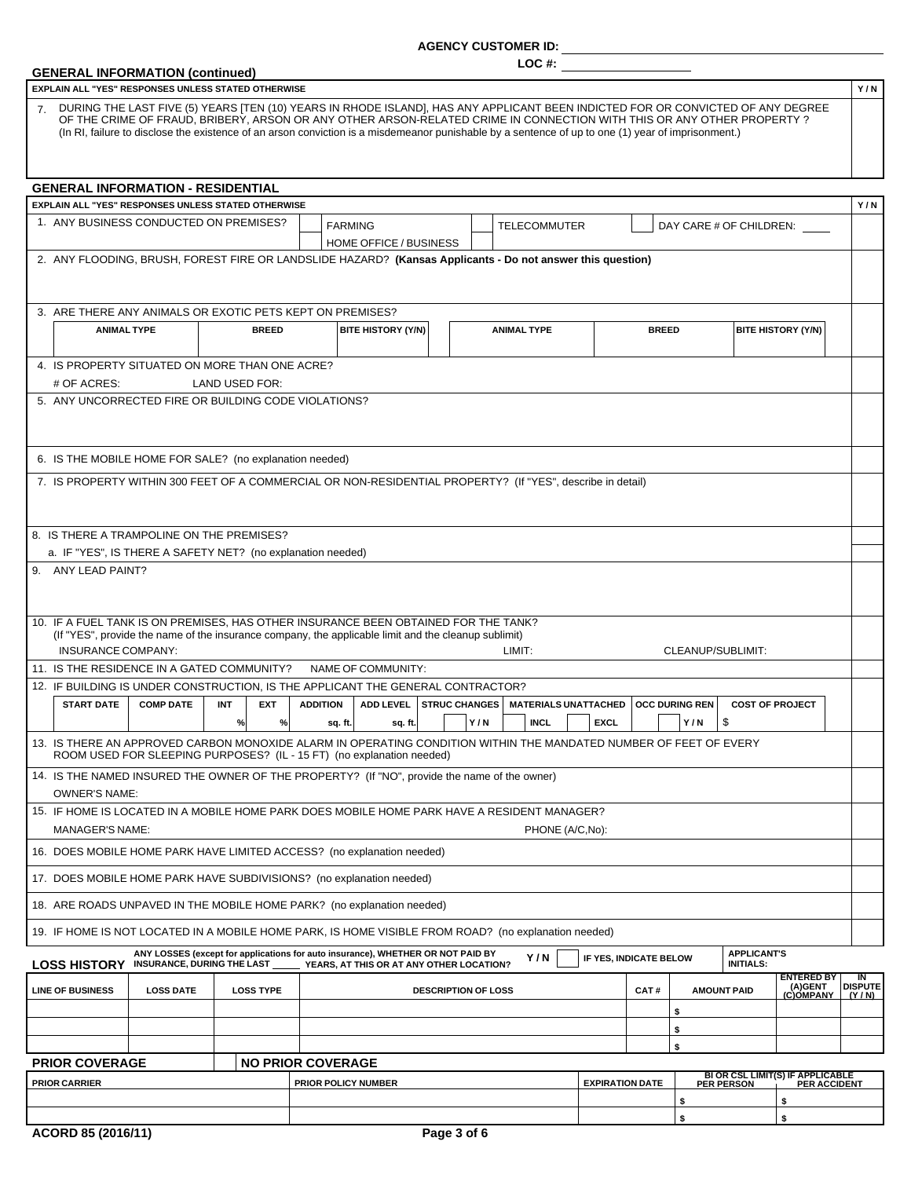AGENCY CUSTOMER ID:

LOC #:

## GENERAL INFORMATION (continued)

| EXPLAIN ALL "YES" RESPONSES UNLESS STATED OTHERWISE | Y / N |
|---|---|
| 7. DURING THE LAST FIVE (5) YEARS [TEN (10) YEARS IN RHODE ISLAND], HAS ANY APPLICANT BEEN INDICTED FOR OR CONVICTED OF ANY DEGREE OF THE CRIME OF FRAUD, BRIBERY, ARSON OR ANY OTHER ARSON-RELATED CRIME IN CONNECTION WITH THIS OR ANY OTHER PROPERTY ? (In RI, failure to disclose the existence of an arson conviction is a misdemeanor punishable by a sentence of up to one (1) year of imprisonment.) | |

## GENERAL INFORMATION - RESIDENTIAL

| EXPLAIN ALL "YES" RESPONSES UNLESS STATED OTHERWISE | Y / N |
|---|---|
| 1. ANY BUSINESS CONDUCTED ON PREMISES? ☐ FARMING ☐ HOME OFFICE / BUSINESS ☐ TELECOMMUTER ☐ DAY CARE # OF CHILDREN: | |
| 2. ANY FLOODING, BRUSH, FOREST FIRE OR LANDSLIDE HAZARD? **(Kansas Applicants - Do not answer this question)** | |
| 3. ARE THERE ANY ANIMALS OR EXOTIC PETS KEPT ON PREMISES? | |

| ANIMAL TYPE | BREED | BITE HISTORY (Y/N) | ANIMAL TYPE | BREED | BITE HISTORY (Y/N) |
|---|---|---|---|---|---|
| | | | | | |

| EXPLAIN ALL "YES" RESPONSES UNLESS STATED OTHERWISE | Y / N |
|---|---|
| 4. IS PROPERTY SITUATED ON MORE THAN ONE ACRE? # OF ACRES: LAND USED FOR: | |
| 5. ANY UNCORRECTED FIRE OR BUILDING CODE VIOLATIONS? | |
| 6. IS THE MOBILE HOME FOR SALE? (no explanation needed) | |
| 7. IS PROPERTY WITHIN 300 FEET OF A COMMERCIAL OR NON-RESIDENTIAL PROPERTY? (If "YES", describe in detail) | |
| 8. IS THERE A TRAMPOLINE ON THE PREMISES? | |
| a. IF "YES", IS THERE A SAFETY NET? (no explanation needed) | |
| 9. ANY LEAD PAINT? | |
| 10. IF A FUEL TANK IS ON PREMISES, HAS OTHER INSURANCE BEEN OBTAINED FOR THE TANK? (If "YES", provide the name of the insurance company, the applicable limit and the cleanup sublimit) INSURANCE COMPANY: LIMIT: CLEANUP/SUBLIMIT: | |
| 11. IS THE RESIDENCE IN A GATED COMMUNITY? NAME OF COMMUNITY: | |
| 12. IF BUILDING IS UNDER CONSTRUCTION, IS THE APPLICANT THE GENERAL CONTRACTOR? | |

| START DATE | COMP DATE | INT | EXT | ADDITION | ADD LEVEL | STRUC CHANGES | MATERIALS UNATTACHED | OCC DURING REN | COST OF PROJECT |
|---|---|---|---|---|---|---|---|---|---|
| | | % | % | sq. ft. | sq. ft. | Y / N | ☐ INCL ☐ EXCL | Y / N | $ |

| EXPLAIN ALL "YES" RESPONSES UNLESS STATED OTHERWISE | Y / N |
|---|---|
| 13. IS THERE AN APPROVED CARBON MONOXIDE ALARM IN OPERATING CONDITION WITHIN THE MANDATED NUMBER OF FEET OF EVERY ROOM USED FOR SLEEPING PURPOSES? (IL - 15 FT) (no explanation needed) | |
| 14. IS THE NAMED INSURED THE OWNER OF THE PROPERTY? (If "NO", provide the name of the owner) OWNER'S NAME: | |
| 15. IF HOME IS LOCATED IN A MOBILE HOME PARK DOES MOBILE HOME PARK HAVE A RESIDENT MANAGER? MANAGER'S NAME: PHONE (A/C,No): | |
| 16. DOES MOBILE HOME PARK HAVE LIMITED ACCESS? (no explanation needed) | |
| 17. DOES MOBILE HOME PARK HAVE SUBDIVISIONS? (no explanation needed) | |
| 18. ARE ROADS UNPAVED IN THE MOBILE HOME PARK? (no explanation needed) | |
| 19. IF HOME IS NOT LOCATED IN A MOBILE HOME PARK, IS HOME VISIBLE FROM ROAD? (no explanation needed) | |

## LOSS HISTORY

ANY LOSSES (except for applications for auto insurance), WHETHER OR NOT PAID BY INSURANCE, DURING THE LAST _____ YEARS, AT THIS OR AT ANY OTHER LOCATION? Y / N ☐ IF YES, INDICATE BELOW APPLICANT'S INITIALS:

| LINE OF BUSINESS | LOSS DATE | LOSS TYPE | DESCRIPTION OF LOSS | CAT # | AMOUNT PAID | ENTERED BY (A)GENT (C)OMPANY | IN DISPUTE (Y / N) |
|---|---|---|---|---|---|---|---|
| | | | | | $ | | |
| | | | | | $ | | |
| | | | | | $ | | |

## PRIOR COVERAGE

☐ NO PRIOR COVERAGE

| PRIOR CARRIER | PRIOR POLICY NUMBER | EXPIRATION DATE | BI OR CSL LIMIT(S) IF APPLICABLE PER PERSON | PER ACCIDENT |
|---|---|---|---|---|
| | | | $ | $ |
| | | | $ | $ |

ACORD 85 (2016/11)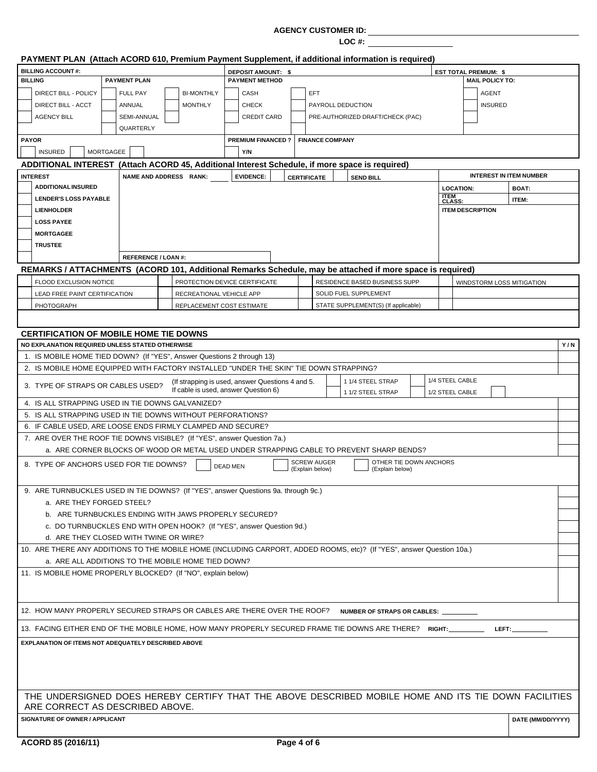AGENCY CUSTOMER ID: ____________________

LOC #: ____________

## PAYMENT PLAN (Attach ACORD 610, Premium Payment Supplement, if additional information is required)

| BILLING ACCOUNT #: | | DEPOSIT AMOUNT: $ | | EST TOTAL PREMIUM: $ |
|---|---|---|---|---|
| **BILLING** | **PAYMENT PLAN** | **PAYMENT METHOD** | | **MAIL POLICY TO:** |
| DIRECT BILL - POLICY | FULL PAY / BI-MONTHLY | CASH | EFT | AGENT |
| DIRECT BILL - ACCT | ANNUAL / MONTHLY | CHECK | PAYROLL DEDUCTION | INSURED |
| AGENCY BILL | SEMI-ANNUAL | CREDIT CARD | PRE-AUTHORIZED DRAFT/CHECK (PAC) | |
| | QUARTERLY | | | |
| **PAYOR** | | **PREMIUM FINANCED ?** | **FINANCE COMPANY** | |
| INSURED / MORTGAGEE | | Y/N | | |

## ADDITIONAL INTEREST (Attach ACORD 45, Additional Interest Schedule, if more space is required)

| INTEREST | NAME AND ADDRESS RANK: ____ EVIDENCE: CERTIFICATE SEND BILL | INTEREST IN ITEM NUMBER |
|---|---|---|
| ADDITIONAL INSURED | | LOCATION: BOAT: |
| LENDER'S LOSS PAYABLE | | ITEM CLASS: ITEM: |
| LIENHOLDER | | ITEM DESCRIPTION |
| LOSS PAYEE | | |
| MORTGAGEE | | |
| TRUSTEE | | |
| | REFERENCE / LOAN #: | |

## REMARKS / ATTACHMENTS (ACORD 101, Additional Remarks Schedule, may be attached if more space is required)

| | | | |
|---|---|---|---|
| FLOOD EXCLUSION NOTICE | PROTECTION DEVICE CERTIFICATE | RESIDENCE BASED BUSINESS SUPP | WINDSTORM LOSS MITIGATION |
| LEAD FREE PAINT CERTIFICATION | RECREATIONAL VEHICLE APP | SOLID FUEL SUPPLEMENT | |
| PHOTOGRAPH | REPLACEMENT COST ESTIMATE | STATE SUPPLEMENT(S) (If applicable) | |

## CERTIFICATION OF MOBILE HOME TIE DOWNS

| NO EXPLANATION REQUIRED UNLESS STATED OTHERWISE | Y / N |
|---|---|
| 1. IS MOBILE HOME TIED DOWN? (If "YES", Answer Questions 2 through 13) | |
| 2. IS MOBILE HOME EQUIPPED WITH FACTORY INSTALLED "UNDER THE SKIN" TIE DOWN STRAPPING? | |
| 3. TYPE OF STRAPS OR CABLES USED? (If strapping is used, answer Questions 4 and 5. If cable is used, answer Question 6) 1 1/4 STEEL STRAP / 1 1/2 STEEL STRAP / 1/4 STEEL CABLE / 1/2 STEEL CABLE | |
| 4. IS ALL STRAPPING USED IN TIE DOWNS GALVANIZED? | |
| 5. IS ALL STRAPPING USED IN TIE DOWNS WITHOUT PERFORATIONS? | |
| 6. IF CABLE USED, ARE LOOSE ENDS FIRMLY CLAMPED AND SECURE? | |
| 7. ARE OVER THE ROOF TIE DOWNS VISIBLE? (If "YES", answer Question 7a.) | |
| a. ARE CORNER BLOCKS OF WOOD OR METAL USED UNDER STRAPPING CABLE TO PREVENT SHARP BENDS? | |
| 8. TYPE OF ANCHORS USED FOR TIE DOWNS? DEAD MEN / SCREW AUGER (Explain below) / OTHER TIE DOWN ANCHORS (Explain below) | |
| 9. ARE TURNBUCKLES USED IN TIE DOWNS? (If "YES", answer Questions 9a. through 9c.) | |
| a. ARE THEY FORGED STEEL? | |
| b. ARE TURNBUCKLES ENDING WITH JAWS PROPERLY SECURED? | |
| c. DO TURNBUCKLES END WITH OPEN HOOK? (If "YES", answer Question 9d.) | |
| d. ARE THEY CLOSED WITH TWINE OR WIRE? | |
| 10. ARE THERE ANY ADDITIONS TO THE MOBILE HOME (INCLUDING CARPORT, ADDED ROOMS, etc)? (If "YES", answer Question 10a.) | |
| a. ARE ALL ADDITIONS TO THE MOBILE HOME TIED DOWN? | |
| 11. IS MOBILE HOME PROPERLY BLOCKED? (If "NO", explain below) | |
| 12. HOW MANY PROPERLY SECURED STRAPS OR CABLES ARE THERE OVER THE ROOF? NUMBER OF STRAPS OR CABLES: ________ | |
| 13. FACING EITHER END OF THE MOBILE HOME, HOW MANY PROPERLY SECURED FRAME TIE DOWNS ARE THERE? RIGHT: ________ LEFT: ________ | |

**EXPLANATION OF ITEMS NOT ADEQUATELY DESCRIBED ABOVE**

THE UNDERSIGNED DOES HEREBY CERTIFY THAT THE ABOVE DESCRIBED MOBILE HOME AND ITS TIE DOWN FACILITIES ARE CORRECT AS DESCRIBED ABOVE.

| SIGNATURE OF OWNER / APPLICANT | DATE (MM/DD/YYYY) |
|---|---|
| | |

ACORD 85 (2016/11)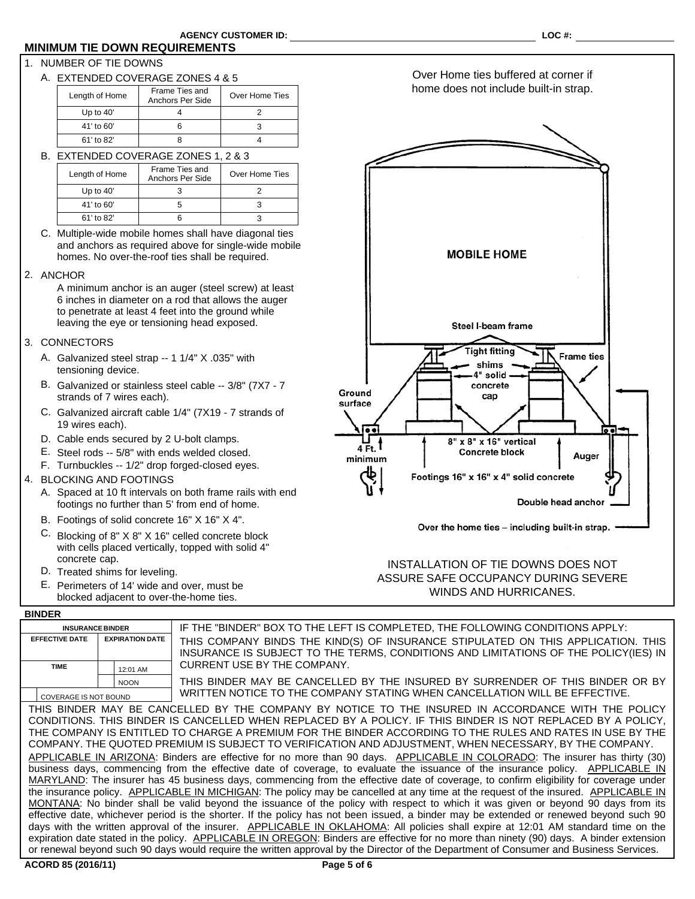AGENCY CUSTOMER ID: LOC #:

## MINIMUM TIE DOWN REQUIREMENTS

1. NUMBER OF TIE DOWNS

   A. EXTENDED COVERAGE ZONES 4 & 5

| Length of Home | Frame Ties and Anchors Per Side | Over Home Ties |
|---|---|---|
| Up to 40' | 4 | 2 |
| 41' to 60' | 6 | 3 |
| 61' to 82' | 8 | 4 |

   B. EXTENDED COVERAGE ZONES 1, 2 & 3

| Length of Home | Frame Ties and Anchors Per Side | Over Home Ties |
|---|---|---|
| Up to 40' | 3 | 2 |
| 41' to 60' | 5 | 3 |
| 61' to 82' | 6 | 3 |

   C. Multiple-wide mobile homes shall have diagonal ties and anchors as required above for single-wide mobile homes. No over-the-roof ties shall be required.

2. ANCHOR

   A minimum anchor is an auger (steel screw) at least 6 inches in diameter on a rod that allows the auger to penetrate at least 4 feet into the ground while leaving the eye or tensioning head exposed.

3. CONNECTORS

   A. Galvanized steel strap -- 1 1/4" X .035" with tensioning device.
   B. Galvanized or stainless steel cable -- 3/8" (7X7 - 7 strands of 7 wires each).
   C. Galvanized aircraft cable 1/4" (7X19 - 7 strands of 19 wires each).
   D. Cable ends secured by 2 U-bolt clamps.
   E. Steel rods -- 5/8" with ends welded closed.
   F. Turnbuckles -- 1/2" drop forged-closed eyes.

4. BLOCKING AND FOOTINGS

   A. Spaced at 10 ft intervals on both frame rails with end footings no further than 5' from end of home.
   B. Footings of solid concrete 16" X 16" X 4".
   C. Blocking of 8" X 8" X 16" celled concrete block with cells placed vertically, topped with solid 4" concrete cap.
   D. Treated shims for leveling.
   E. Perimeters of 14' wide and over, must be blocked adjacent to over-the-home ties.

Over Home ties buffered at corner if home does not include built-in strap.

MOBILE HOME

Steel I-beam frame

Tight fitting shims

4" solid concrete cap

Frame ties

Ground surface

4 Ft. minimum

8" x 8" x 16" vertical Concrete block

Auger

Footings 16" x 16" x 4" solid concrete

Double head anchor

Over the home ties – including built-in strap.

INSTALLATION OF TIE DOWNS DOES NOT ASSURE SAFE OCCUPANCY DURING SEVERE WINDS AND HURRICANES.

## BINDER

| INSURANCE BINDER | |
|---|---|
| EFFECTIVE DATE | EXPIRATION DATE |
| | |
| TIME | 12:01 AM |
| | NOON |
| COVERAGE IS NOT BOUND | |

IF THE "BINDER" BOX TO THE LEFT IS COMPLETED, THE FOLLOWING CONDITIONS APPLY:

THIS COMPANY BINDS THE KIND(S) OF INSURANCE STIPULATED ON THIS APPLICATION. THIS INSURANCE IS SUBJECT TO THE TERMS, CONDITIONS AND LIMITATIONS OF THE POLICY(IES) IN CURRENT USE BY THE COMPANY.

THIS BINDER MAY BE CANCELLED BY THE INSURED BY SURRENDER OF THIS BINDER OR BY WRITTEN NOTICE TO THE COMPANY STATING WHEN CANCELLATION WILL BE EFFECTIVE. THIS BINDER MAY BE CANCELLED BY THE COMPANY BY NOTICE TO THE INSURED IN ACCORDANCE WITH THE POLICY CONDITIONS. THIS BINDER IS CANCELLED WHEN REPLACED BY A POLICY. IF THIS BINDER IS NOT REPLACED BY A POLICY, THE COMPANY IS ENTITLED TO CHARGE A PREMIUM FOR THE BINDER ACCORDING TO THE RULES AND RATES IN USE BY THE COMPANY. THE QUOTED PREMIUM IS SUBJECT TO VERIFICATION AND ADJUSTMENT, WHEN NECESSARY, BY THE COMPANY.

APPLICABLE IN ARIZONA: Binders are effective for no more than 90 days. APPLICABLE IN COLORADO: The insurer has thirty (30) business days, commencing from the effective date of coverage, to evaluate the issuance of the insurance policy. APPLICABLE IN MARYLAND: The insurer has 45 business days, commencing from the effective date of coverage, to confirm eligibility for coverage under the insurance policy. APPLICABLE IN MICHIGAN: The policy may be cancelled at any time at the request of the insured. APPLICABLE IN MONTANA: No binder shall be valid beyond the issuance of the policy with respect to which it was given or beyond 90 days from its effective date, whichever period is the shorter. If the policy has not been issued, a binder may be extended or renewed beyond such 90 days with the written approval of the insurer. APPLICABLE IN OKLAHOMA: All policies shall expire at 12:01 AM standard time on the expiration date stated in the policy. APPLICABLE IN OREGON: Binders are effective for no more than ninety (90) days. A binder extension or renewal beyond such 90 days would require the written approval by the Director of the Department of Consumer and Business Services.

ACORD 85 (2016/11)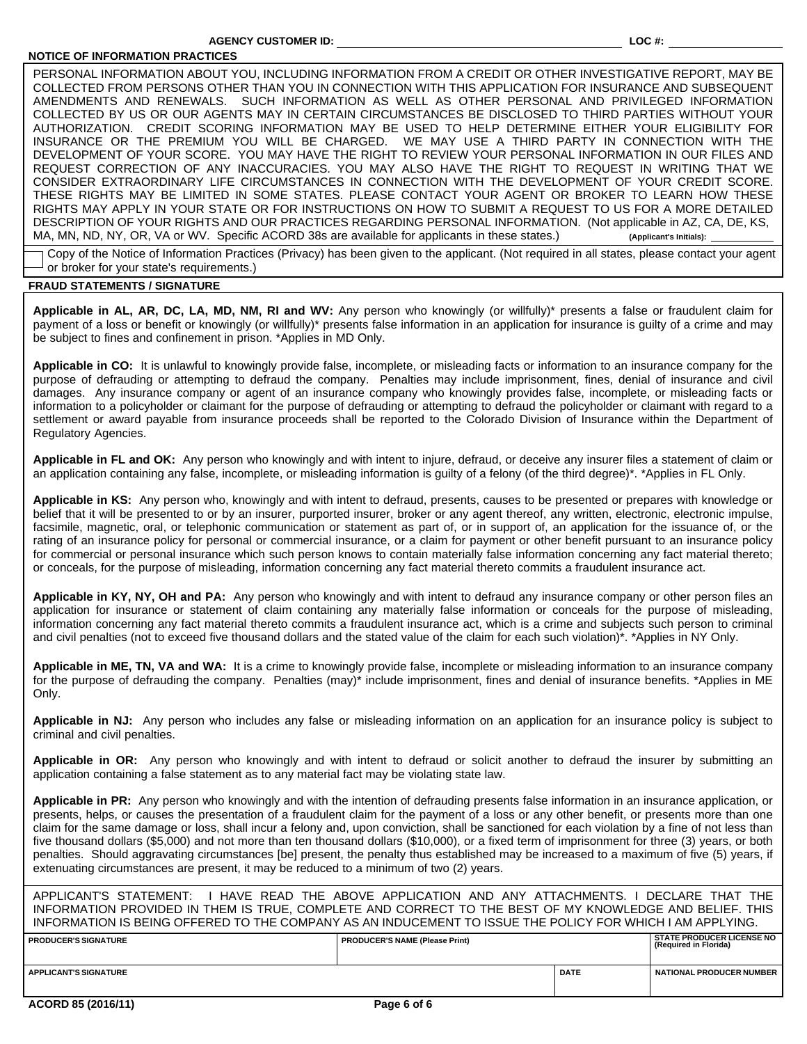AGENCY CUSTOMER ID: ______________________ LOC #: ____________

## NOTICE OF INFORMATION PRACTICES

PERSONAL INFORMATION ABOUT YOU, INCLUDING INFORMATION FROM A CREDIT OR OTHER INVESTIGATIVE REPORT, MAY BE COLLECTED FROM PERSONS OTHER THAN YOU IN CONNECTION WITH THIS APPLICATION FOR INSURANCE AND SUBSEQUENT AMENDMENTS AND RENEWALS. SUCH INFORMATION AS WELL AS OTHER PERSONAL AND PRIVILEGED INFORMATION COLLECTED BY US OR OUR AGENTS MAY IN CERTAIN CIRCUMSTANCES BE DISCLOSED TO THIRD PARTIES WITHOUT YOUR AUTHORIZATION. CREDIT SCORING INFORMATION MAY BE USED TO HELP DETERMINE EITHER YOUR ELIGIBILITY FOR INSURANCE OR THE PREMIUM YOU WILL BE CHARGED. WE MAY USE A THIRD PARTY IN CONNECTION WITH THE DEVELOPMENT OF YOUR SCORE. YOU MAY HAVE THE RIGHT TO REVIEW YOUR PERSONAL INFORMATION IN OUR FILES AND REQUEST CORRECTION OF ANY INACCURACIES. YOU MAY ALSO HAVE THE RIGHT TO REQUEST IN WRITING THAT WE CONSIDER EXTRAORDINARY LIFE CIRCUMSTANCES IN CONNECTION WITH THE DEVELOPMENT OF YOUR CREDIT SCORE. THESE RIGHTS MAY BE LIMITED IN SOME STATES. PLEASE CONTACT YOUR AGENT OR BROKER TO LEARN HOW THESE RIGHTS MAY APPLY IN YOUR STATE OR FOR INSTRUCTIONS ON HOW TO SUBMIT A REQUEST TO US FOR A MORE DETAILED DESCRIPTION OF YOUR RIGHTS AND OUR PRACTICES REGARDING PERSONAL INFORMATION. (Not applicable in AZ, CA, DE, KS, MA, MN, ND, NY, OR, VA or WV. Specific ACORD 38s are available for applicants in these states.) **(Applicant's Initials):** ________

☐ Copy of the Notice of Information Practices (Privacy) has been given to the applicant. (Not required in all states, please contact your agent or broker for your state's requirements.)

## FRAUD STATEMENTS / SIGNATURE

**Applicable in AL, AR, DC, LA, MD, NM, RI and WV:** Any person who knowingly (or willfully)* presents a false or fraudulent claim for payment of a loss or benefit or knowingly (or willfully)* presents false information in an application for insurance is guilty of a crime and may be subject to fines and confinement in prison. *Applies in MD Only.

**Applicable in CO:** It is unlawful to knowingly provide false, incomplete, or misleading facts or information to an insurance company for the purpose of defrauding or attempting to defraud the company. Penalties may include imprisonment, fines, denial of insurance and civil damages. Any insurance company or agent of an insurance company who knowingly provides false, incomplete, or misleading facts or information to a policyholder or claimant for the purpose of defrauding or attempting to defraud the policyholder or claimant with regard to a settlement or award payable from insurance proceeds shall be reported to the Colorado Division of Insurance within the Department of Regulatory Agencies.

**Applicable in FL and OK:** Any person who knowingly and with intent to injure, defraud, or deceive any insurer files a statement of claim or an application containing any false, incomplete, or misleading information is guilty of a felony (of the third degree)*. *Applies in FL Only.

**Applicable in KS:** Any person who, knowingly and with intent to defraud, presents, causes to be presented or prepares with knowledge or belief that it will be presented to or by an insurer, purported insurer, broker or any agent thereof, any written, electronic, electronic impulse, facsimile, magnetic, oral, or telephonic communication or statement as part of, or in support of, an application for the issuance of, or the rating of an insurance policy for personal or commercial insurance, or a claim for payment or other benefit pursuant to an insurance policy for commercial or personal insurance which such person knows to contain materially false information concerning any fact material thereto; or conceals, for the purpose of misleading, information concerning any fact material thereto commits a fraudulent insurance act.

**Applicable in KY, NY, OH and PA:** Any person who knowingly and with intent to defraud any insurance company or other person files an application for insurance or statement of claim containing any materially false information or conceals for the purpose of misleading, information concerning any fact material thereto commits a fraudulent insurance act, which is a crime and subjects such person to criminal and civil penalties (not to exceed five thousand dollars and the stated value of the claim for each such violation)*. *Applies in NY Only.

**Applicable in ME, TN, VA and WA:** It is a crime to knowingly provide false, incomplete or misleading information to an insurance company for the purpose of defrauding the company. Penalties (may)* include imprisonment, fines and denial of insurance benefits. *Applies in ME Only.

**Applicable in NJ:** Any person who includes any false or misleading information on an application for an insurance policy is subject to criminal and civil penalties.

**Applicable in OR:** Any person who knowingly and with intent to defraud or solicit another to defraud the insurer by submitting an application containing a false statement as to any material fact may be violating state law.

**Applicable in PR:** Any person who knowingly and with the intention of defrauding presents false information in an insurance application, or presents, helps, or causes the presentation of a fraudulent claim for the payment of a loss or any other benefit, or presents more than one claim for the same damage or loss, shall incur a felony and, upon conviction, shall be sanctioned for each violation by a fine of not less than five thousand dollars ($5,000) and not more than ten thousand dollars ($10,000), or a fixed term of imprisonment for three (3) years, or both penalties. Should aggravating circumstances [be] present, the penalty thus established may be increased to a maximum of five (5) years, if extenuating circumstances are present, it may be reduced to a minimum of two (2) years.

APPLICANT'S STATEMENT: I HAVE READ THE ABOVE APPLICATION AND ANY ATTACHMENTS. I DECLARE THAT THE INFORMATION PROVIDED IN THEM IS TRUE, COMPLETE AND CORRECT TO THE BEST OF MY KNOWLEDGE AND BELIEF. THIS INFORMATION IS BEING OFFERED TO THE COMPANY AS AN INDUCEMENT TO ISSUE THE POLICY FOR WHICH I AM APPLYING.

| | | | |
|---|---|---|---|
| PRODUCER'S SIGNATURE | PRODUCER'S NAME (Please Print) | | STATE PRODUCER LICENSE NO (Required in Florida) |
| APPLICANT'S SIGNATURE | | DATE | NATIONAL PRODUCER NUMBER |

ACORD 85 (2016/11)